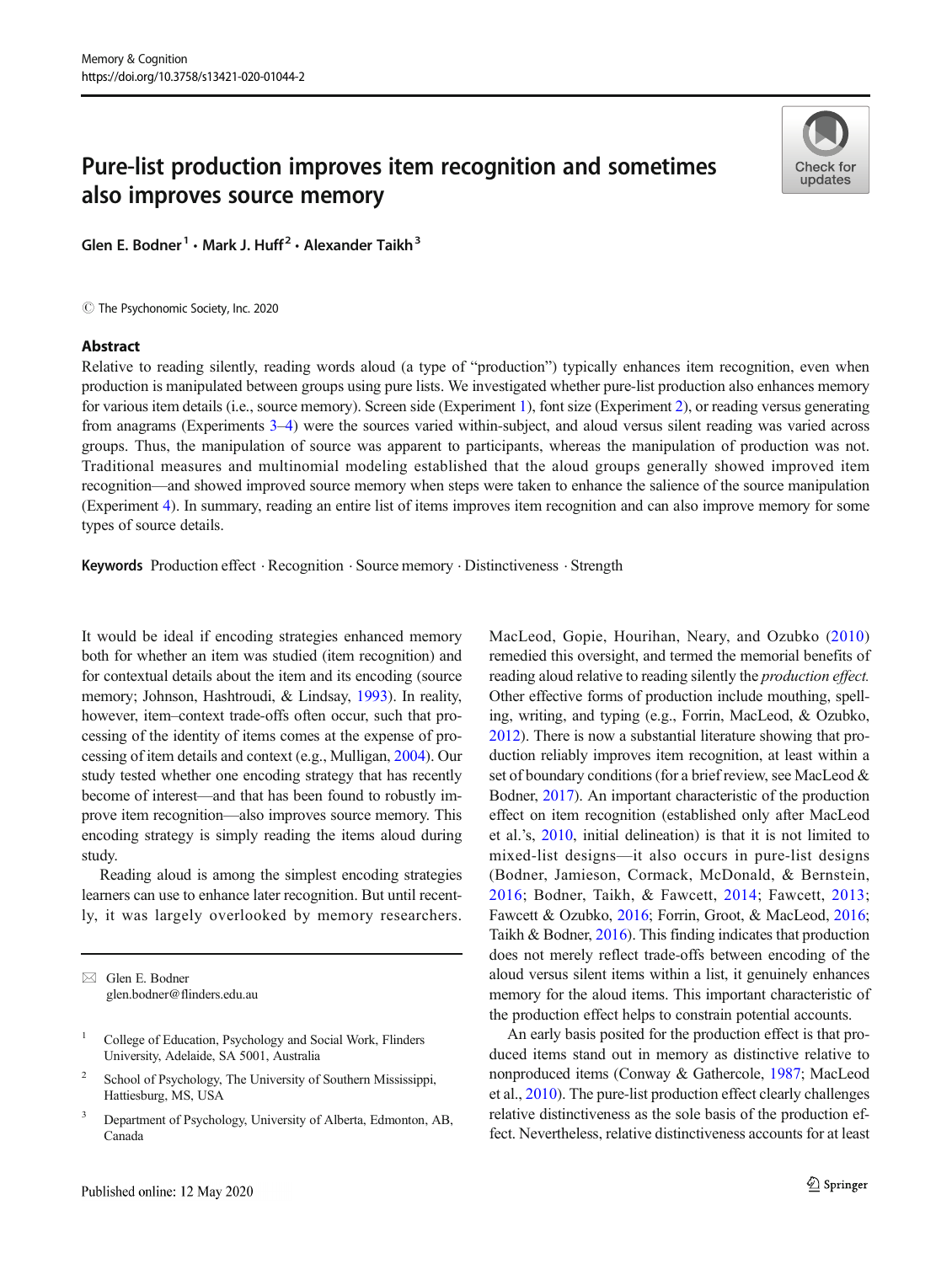# Pure-list production improves item recognition and sometimes also improves source memory

Glen E. Bodner[1] · Mark J. Huff[2] · Alexander Taikh[3]

© The Psychonomic Society, Inc. 2020

## Abstract

Relative to reading silently, reading words aloud (a type of "production") typically enhances item recognition, even when production is manipulated between groups using pure lists. We investigated whether pure-list production also enhances memory for various item details (i.e., source memory). Screen side (Experiment 1), font size (Experiment 2), or reading versus generating from anagrams (Experiments 3–4) were the sources varied within-subject, and aloud versus silent reading was varied across groups. Thus, the manipulation of source was apparent to participants, whereas the manipulation of production was not. Traditional measures and multinomial modeling established that the aloud groups generally showed improved item recognition—and showed improved source memory when steps were taken to enhance the salience of the source manipulation (Experiment 4). In summary, reading an entire list of items improves item recognition and can also improve memory for some types of source details.

**Keywords** Production effect · Recognition · Source memory · Distinctiveness · Strength

It would be ideal if encoding strategies enhanced memory both for whether an item was studied (item recognition) and for contextual details about the item and its encoding (source memory; Johnson, Hashtroudi, & Lindsay, 1993). In reality, however, item–context trade-offs often occur, such that processing of the identity of items comes at the expense of processing of item details and context (e.g., Mulligan, 2004). Our study tested whether one encoding strategy that has recently become of interest—and that has been found to robustly improve item recognition—also improves source memory. This encoding strategy is simply reading the items aloud during study.

Reading aloud is among the simplest encoding strategies learners can use to enhance later recognition. But until recently, it was largely overlooked by memory researchers. MacLeod, Gopie, Hourihan, Neary, and Ozubko (2010) remedied this oversight, and termed the memorial benefits of reading aloud relative to reading silently the *production effect.* Other effective forms of production include mouthing, spelling, writing, and typing (e.g., Forrin, MacLeod, & Ozubko, 2012). There is now a substantial literature showing that production reliably improves item recognition, at least within a set of boundary conditions (for a brief review, see MacLeod & Bodner, 2017). An important characteristic of the production effect on item recognition (established only after MacLeod et al.'s, 2010, initial delineation) is that it is not limited to mixed-list designs—it also occurs in pure-list designs (Bodner, Jamieson, Cormack, McDonald, & Bernstein, 2016; Bodner, Taikh, & Fawcett, 2014; Fawcett, 2013; Fawcett & Ozubko, 2016; Forrin, Groot, & MacLeod, 2016; Taikh & Bodner, 2016). This finding indicates that production does not merely reflect trade-offs between encoding of the aloud versus silent items within a list, it genuinely enhances memory for the aloud items. This important characteristic of the production effect helps to constrain potential accounts.

An early basis posited for the production effect is that produced items stand out in memory as distinctive relative to nonproduced items (Conway & Gathercole, 1987; MacLeod et al., 2010). The pure-list production effect clearly challenges relative distinctiveness as the sole basis of the production effect. Nevertheless, relative distinctiveness accounts for at least

---

✉ Glen E. Bodner
glen.bodner@flinders.edu.au

[1] College of Education, Psychology and Social Work, Flinders University, Adelaide, SA 5001, Australia

[2] School of Psychology, The University of Southern Mississippi, Hattiesburg, MS, USA

[3] Department of Psychology, University of Alberta, Edmonton, AB, Canada

Published online: 12 May 2020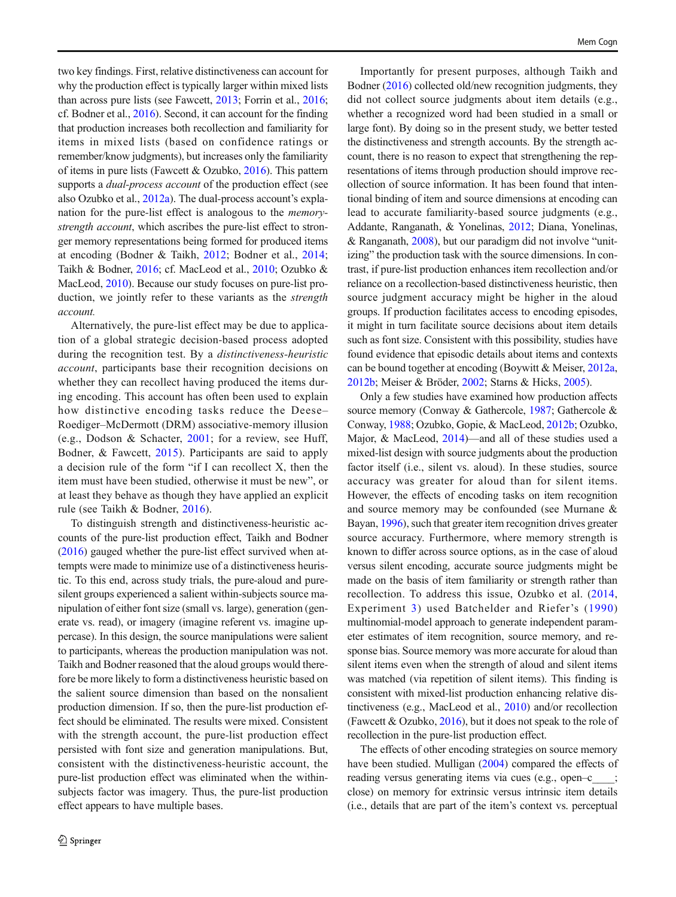two key findings. First, relative distinctiveness can account for why the production effect is typically larger within mixed lists than across pure lists (see Fawcett, 2013; Forrin et al., 2016; cf. Bodner et al., 2016). Second, it can account for the finding that production increases both recollection and familiarity for items in mixed lists (based on confidence ratings or remember/know judgments), but increases only the familiarity of items in pure lists (Fawcett & Ozubko, 2016). This pattern supports a *dual-process account* of the production effect (see also Ozubko et al., 2012a). The dual-process account's explanation for the pure-list effect is analogous to the *memory-strength account*, which ascribes the pure-list effect to stronger memory representations being formed for produced items at encoding (Bodner & Taikh, 2012; Bodner et al., 2014; Taikh & Bodner, 2016; cf. MacLeod et al., 2010; Ozubko & MacLeod, 2010). Because our study focuses on pure-list production, we jointly refer to these variants as the *strength account.*

Alternatively, the pure-list effect may be due to application of a global strategic decision-based process adopted during the recognition test. By a *distinctiveness-heuristic account*, participants base their recognition decisions on whether they can recollect having produced the items during encoding. This account has often been used to explain how distinctive encoding tasks reduce the Deese–Roediger–McDermott (DRM) associative-memory illusion (e.g., Dodson & Schacter, 2001; for a review, see Huff, Bodner, & Fawcett, 2015). Participants are said to apply a decision rule of the form "if I can recollect X, then the item must have been studied, otherwise it must be new", or at least they behave as though they have applied an explicit rule (see Taikh & Bodner, 2016).

To distinguish strength and distinctiveness-heuristic accounts of the pure-list production effect, Taikh and Bodner (2016) gauged whether the pure-list effect survived when attempts were made to minimize use of a distinctiveness heuristic. To this end, across study trials, the pure-aloud and pure-silent groups experienced a salient within-subjects source manipulation of either font size (small vs. large), generation (generate vs. read), or imagery (imagine referent vs. imagine uppercase). In this design, the source manipulations were salient to participants, whereas the production manipulation was not. Taikh and Bodner reasoned that the aloud groups would therefore be more likely to form a distinctiveness heuristic based on the salient source dimension than based on the nonsalient production dimension. If so, then the pure-list production effect should be eliminated. The results were mixed. Consistent with the strength account, the pure-list production effect persisted with font size and generation manipulations. But, consistent with the distinctiveness-heuristic account, the pure-list production effect was eliminated when the within-subjects factor was imagery. Thus, the pure-list production effect appears to have multiple bases.

Importantly for present purposes, although Taikh and Bodner (2016) collected old/new recognition judgments, they did not collect source judgments about item details (e.g., whether a recognized word had been studied in a small or large font). By doing so in the present study, we better tested the distinctiveness and strength accounts. By the strength account, there is no reason to expect that strengthening the representations of items through production should improve recollection of source information. It has been found that intentional binding of item and source dimensions at encoding can lead to accurate familiarity-based source judgments (e.g., Addante, Ranganath, & Yonelinas, 2012; Diana, Yonelinas, & Ranganath, 2008), but our paradigm did not involve "unitizing" the production task with the source dimensions. In contrast, if pure-list production enhances item recollection and/or reliance on a recollection-based distinctiveness heuristic, then source judgment accuracy might be higher in the aloud groups. If production facilitates access to encoding episodes, it might in turn facilitate source decisions about item details such as font size. Consistent with this possibility, studies have found evidence that episodic details about items and contexts can be bound together at encoding (Boywitt & Meiser, 2012a, 2012b; Meiser & Bröder, 2002; Starns & Hicks, 2005).

Only a few studies have examined how production affects source memory (Conway & Gathercole, 1987; Gathercole & Conway, 1988; Ozubko, Gopie, & MacLeod, 2012b; Ozubko, Major, & MacLeod, 2014)—and all of these studies used a mixed-list design with source judgments about the production factor itself (i.e., silent vs. aloud). In these studies, source accuracy was greater for aloud than for silent items. However, the effects of encoding tasks on item recognition and source memory may be confounded (see Murnane & Bayan, 1996), such that greater item recognition drives greater source accuracy. Furthermore, where memory strength is known to differ across source options, as in the case of aloud versus silent encoding, accurate source judgments might be made on the basis of item familiarity or strength rather than recollection. To address this issue, Ozubko et al. (2014, Experiment 3) used Batchelder and Riefer's (1990) multinomial-model approach to generate independent parameter estimates of item recognition, source memory, and response bias. Source memory was more accurate for aloud than silent items even when the strength of aloud and silent items was matched (via repetition of silent items). This finding is consistent with mixed-list production enhancing relative distinctiveness (e.g., MacLeod et al., 2010) and/or recollection (Fawcett & Ozubko, 2016), but it does not speak to the role of recollection in the pure-list production effect.

The effects of other encoding strategies on source memory have been studied. Mulligan (2004) compared the effects of reading versus generating items via cues (e.g., open–c____; close) on memory for extrinsic versus intrinsic item details (i.e., details that are part of the item's context vs. perceptual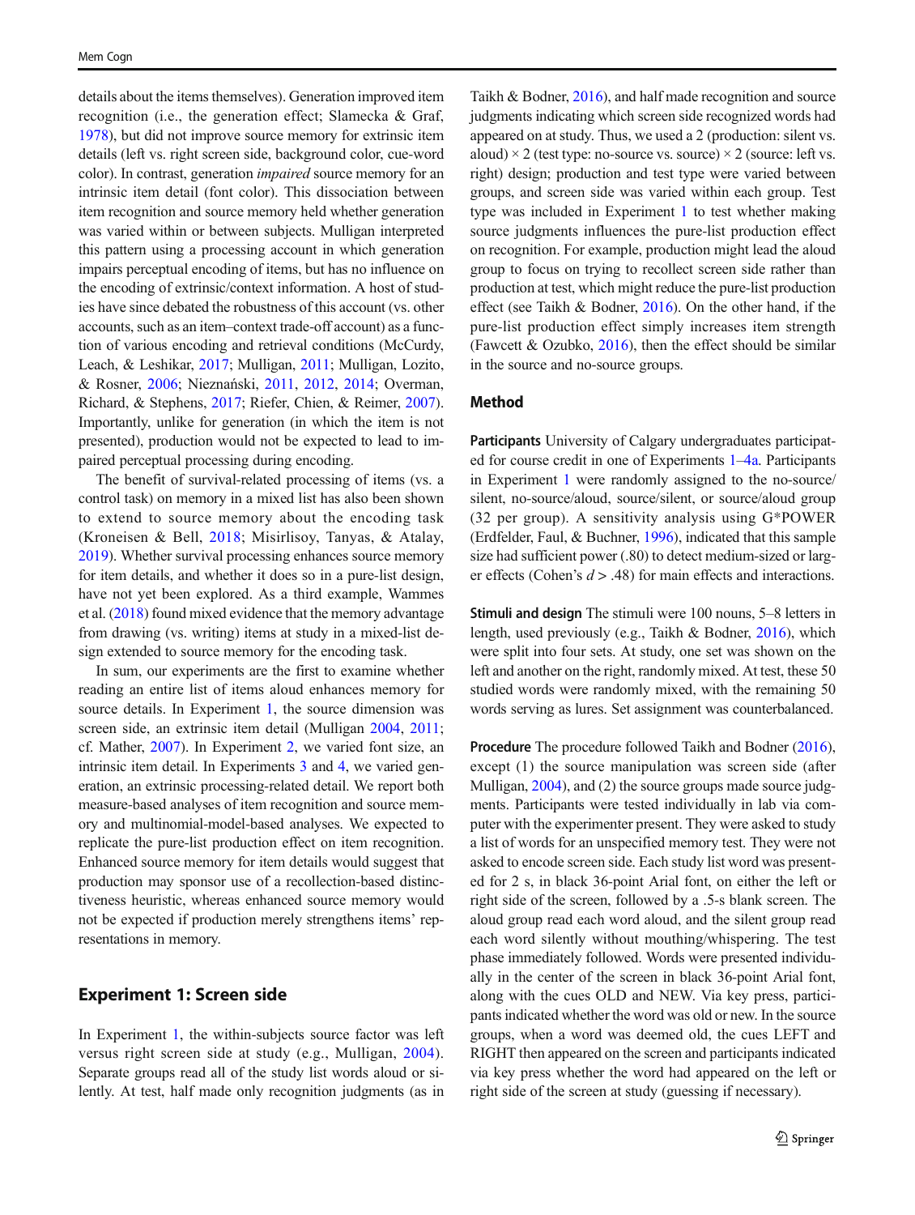details about the items themselves). Generation improved item recognition (i.e., the generation effect; Slamecka & Graf, 1978), but did not improve source memory for extrinsic item details (left vs. right screen side, background color, cue-word color). In contrast, generation *impaired* source memory for an intrinsic item detail (font color). This dissociation between item recognition and source memory held whether generation was varied within or between subjects. Mulligan interpreted this pattern using a processing account in which generation impairs perceptual encoding of items, but has no influence on the encoding of extrinsic/context information. A host of studies have since debated the robustness of this account (vs. other accounts, such as an item–context trade-off account) as a function of various encoding and retrieval conditions (McCurdy, Leach, & Leshikar, 2017; Mulligan, 2011; Mulligan, Lozito, & Rosner, 2006; Nieznański, 2011, 2012, 2014; Overman, Richard, & Stephens, 2017; Riefer, Chien, & Reimer, 2007). Importantly, unlike for generation (in which the item is not presented), production would not be expected to lead to impaired perceptual processing during encoding.

The benefit of survival-related processing of items (vs. a control task) on memory in a mixed list has also been shown to extend to source memory about the encoding task (Kroneisen & Bell, 2018; Misirlisoy, Tanyas, & Atalay, 2019). Whether survival processing enhances source memory for item details, and whether it does so in a pure-list design, have not yet been explored. As a third example, Wammes et al. (2018) found mixed evidence that the memory advantage from drawing (vs. writing) items at study in a mixed-list design extended to source memory for the encoding task.

In sum, our experiments are the first to examine whether reading an entire list of items aloud enhances memory for source details. In Experiment 1, the source dimension was screen side, an extrinsic item detail (Mulligan 2004, 2011; cf. Mather, 2007). In Experiment 2, we varied font size, an intrinsic item detail. In Experiments 3 and 4, we varied generation, an extrinsic processing-related detail. We report both measure-based analyses of item recognition and source memory and multinomial-model-based analyses. We expected to replicate the pure-list production effect on item recognition. Enhanced source memory for item details would suggest that production may sponsor use of a recollection-based distinctiveness heuristic, whereas enhanced source memory would not be expected if production merely strengthens items' representations in memory.

## Experiment 1: Screen side

In Experiment 1, the within-subjects source factor was left versus right screen side at study (e.g., Mulligan, 2004). Separate groups read all of the study list words aloud or silently. At test, half made only recognition judgments (as in Taikh & Bodner, 2016), and half made recognition and source judgments indicating which screen side recognized words had appeared on at study. Thus, we used a 2 (production: silent vs. aloud) × 2 (test type: no-source vs. source) × 2 (source: left vs. right) design; production and test type were varied between groups, and screen side was varied within each group. Test type was included in Experiment 1 to test whether making source judgments influences the pure-list production effect on recognition. For example, production might lead the aloud group to focus on trying to recollect screen side rather than production at test, which might reduce the pure-list production effect (see Taikh & Bodner, 2016). On the other hand, if the pure-list production effect simply increases item strength (Fawcett & Ozubko, 2016), then the effect should be similar in the source and no-source groups.

### Method

**Participants** University of Calgary undergraduates participated for course credit in one of Experiments 1–4a. Participants in Experiment 1 were randomly assigned to the no-source/silent, no-source/aloud, source/silent, or source/aloud group (32 per group). A sensitivity analysis using G*POWER (Erdfelder, Faul, & Buchner, 1996), indicated that this sample size had sufficient power (.80) to detect medium-sized or larger effects (Cohen's $d > .48$) for main effects and interactions.

**Stimuli and design** The stimuli were 100 nouns, 5–8 letters in length, used previously (e.g., Taikh & Bodner, 2016), which were split into four sets. At study, one set was shown on the left and another on the right, randomly mixed. At test, these 50 studied words were randomly mixed, with the remaining 50 words serving as lures. Set assignment was counterbalanced.

**Procedure** The procedure followed Taikh and Bodner (2016), except (1) the source manipulation was screen side (after Mulligan, 2004), and (2) the source groups made source judgments. Participants were tested individually in lab via computer with the experimenter present. They were asked to study a list of words for an unspecified memory test. They were not asked to encode screen side. Each study list word was presented for 2 s, in black 36-point Arial font, on either the left or right side of the screen, followed by a .5-s blank screen. The aloud group read each word aloud, and the silent group read each word silently without mouthing/whispering. The test phase immediately followed. Words were presented individually in the center of the screen in black 36-point Arial font, along with the cues OLD and NEW. Via key press, participants indicated whether the word was old or new. In the source groups, when a word was deemed old, the cues LEFT and RIGHT then appeared on the screen and participants indicated via key press whether the word had appeared on the left or right side of the screen at study (guessing if necessary).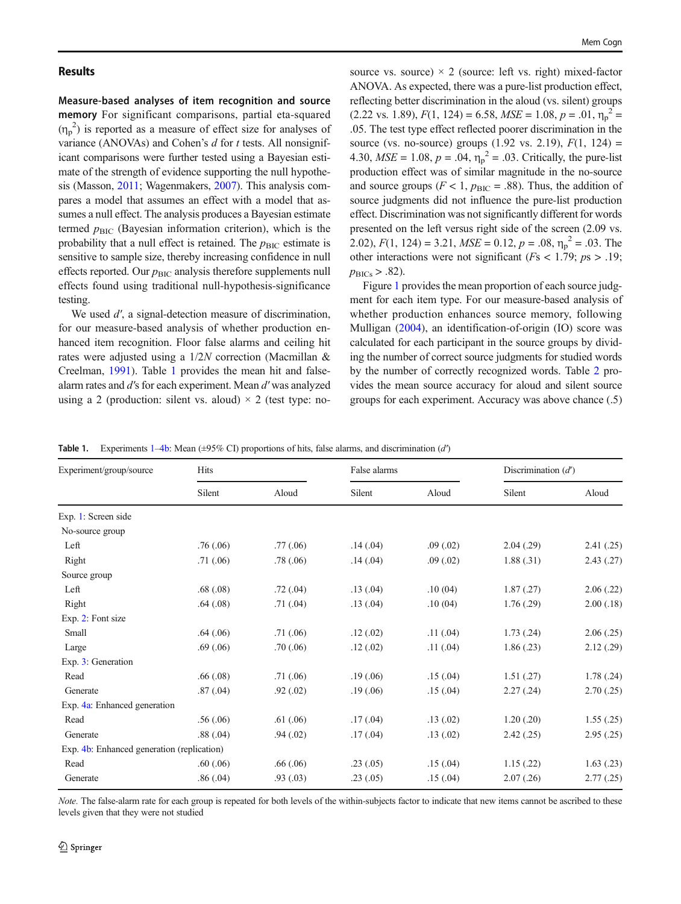## Results

**Measure-based analyses of item recognition and source memory** For significant comparisons, partial eta-squared ($\eta_p^2$) is reported as a measure of effect size for analyses of variance (ANOVAs) and Cohen's *d* for *t* tests. All nonsignificant comparisons were further tested using a Bayesian estimate of the strength of evidence supporting the null hypothesis (Masson, 2011; Wagenmakers, 2007). This analysis compares a model that assumes an effect with a model that assumes a null effect. The analysis produces a Bayesian estimate termed $p_{BIC}$ (Bayesian information criterion), which is the probability that a null effect is retained. The $p_{BIC}$ estimate is sensitive to sample size, thereby increasing confidence in null effects reported. Our $p_{BIC}$ analysis therefore supplements null effects found using traditional null-hypothesis-significance testing.

We used $d'$, a signal-detection measure of discrimination, for our measure-based analysis of whether production enhanced item recognition. Floor false alarms and ceiling hit rates were adjusted using a $1/2N$ correction (Macmillan & Creelman, 1991). Table 1 provides the mean hit and false-alarm rates and $d'$s for each experiment. Mean $d'$ was analyzed using a 2 (production: silent vs. aloud) × 2 (test type: no-source vs. source) × 2 (source: left vs. right) mixed-factor ANOVA. As expected, there was a pure-list production effect, reflecting better discrimination in the aloud (vs. silent) groups (2.22 vs. 1.89), $F(1, 124) = 6.58$, $MSE = 1.08$, $p = .01$, $\eta_p^2 = .05$. The test type effect reflected poorer discrimination in the source (vs. no-source) groups (1.92 vs. 2.19), $F(1, 124) = 4.30$, $MSE = 1.08$, $p = .04$, $\eta_p^2 = .03$. Critically, the pure-list production effect was of similar magnitude in the no-source and source groups ($F < 1$, $p_{BIC} = .88$). Thus, the addition of source judgments did not influence the pure-list production effect. Discrimination was not significantly different for words presented on the left versus right side of the screen (2.09 vs. 2.02), $F(1, 124) = 3.21$, $MSE = 0.12$, $p = .08$, $\eta_p^2 = .03$. The other interactions were not significant ($F$s < 1.79; $p$s > .19; $p_{BICs} > .82$).

Figure 1 provides the mean proportion of each source judgment for each item type. For our measure-based analysis of whether production enhances source memory, following Mulligan (2004), an identification-of-origin (IO) score was calculated for each participant in the source groups by dividing the number of correct source judgments for studied words by the number of correctly recognized words. Table 2 provides the mean source accuracy for aloud and silent source groups for each experiment. Accuracy was above chance (.5)

**Table 1.** Experiments 1–4b: Mean (±95% CI) proportions of hits, false alarms, and discrimination ($d'$)

| Experiment/group/source | Hits | | False alarms | | Discrimination ($d'$) | |
|---|---|---|---|---|---|---|
| | Silent | Aloud | Silent | Aloud | Silent | Aloud |
| Exp. 1: Screen side | | | | | | |
| No-source group | | | | | | |
| Left | .76 (.06) | .77 (.06) | .14 (.04) | .09 (.02) | 2.04 (.29) | 2.41 (.25) |
| Right | .71 (.06) | .78 (.06) | .14 (.04) | .09 (.02) | 1.88 (.31) | 2.43 (.27) |
| Source group | | | | | | |
| Left | .68 (.08) | .72 (.04) | .13 (.04) | .10 (04) | 1.87 (.27) | 2.06 (.22) |
| Right | .64 (.08) | .71 (.04) | .13 (.04) | .10 (04) | 1.76 (.29) | 2.00 (.18) |
| Exp. 2: Font size | | | | | | |
| Small | .64 (.06) | .71 (.06) | .12 (.02) | .11 (.04) | 1.73 (.24) | 2.06 (.25) |
| Large | .69 (.06) | .70 (.06) | .12 (.02) | .11 (.04) | 1.86 (.23) | 2.12 (.29) |
| Exp. 3: Generation | | | | | | |
| Read | .66 (.08) | .71 (.06) | .19 (.06) | .15 (.04) | 1.51 (.27) | 1.78 (.24) |
| Generate | .87 (.04) | .92 (.02) | .19 (.06) | .15 (.04) | 2.27 (.24) | 2.70 (.25) |
| Exp. 4a: Enhanced generation | | | | | | |
| Read | .56 (.06) | .61 (.06) | .17 (.04) | .13 (.02) | 1.20 (.20) | 1.55 (.25) |
| Generate | .88 (.04) | .94 (.02) | .17 (.04) | .13 (.02) | 2.42 (.25) | 2.95 (.25) |
| Exp. 4b: Enhanced generation (replication) | | | | | | |
| Read | .60 (.06) | .66 (.06) | .23 (.05) | .15 (.04) | 1.15 (.22) | 1.63 (.23) |
| Generate | .86 (.04) | .93 (.03) | .23 (.05) | .15 (.04) | 2.07 (.26) | 2.77 (.25) |

*Note.* The false-alarm rate for each group is repeated for both levels of the within-subjects factor to indicate that new items cannot be ascribed to these levels given that they were not studied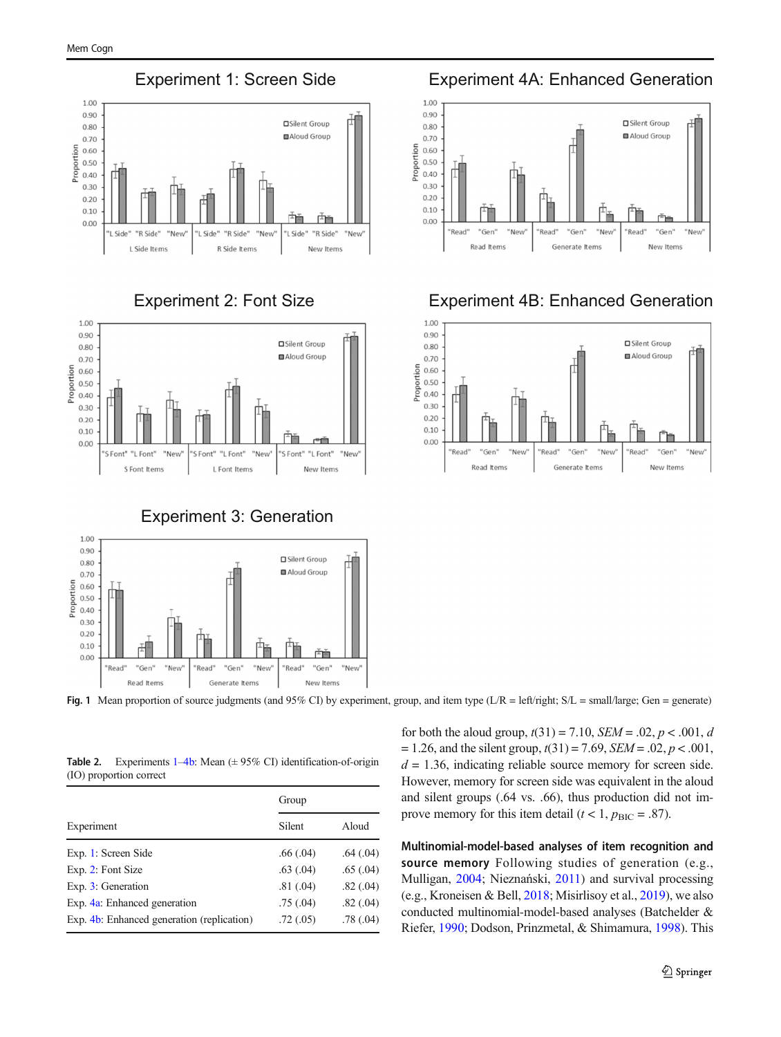Fig. 1 Mean proportion of source judgments (and 95% CI) by experiment, group, and item type (L/R = left/right; S/L = small/large; Gen = generate)

Table 2. Experiments 1–4b: Mean (± 95% CI) identification-of-origin (IO) proportion correct

| Experiment | Group | |
|---|---|---|
| | Silent | Aloud |
| Exp. 1: Screen Side | .66 (.04) | .64 (.04) |
| Exp. 2: Font Size | .63 (.04) | .65 (.04) |
| Exp. 3: Generation | .81 (.04) | .82 (.04) |
| Exp. 4a: Enhanced generation | .75 (.04) | .82 (.04) |
| Exp. 4b: Enhanced generation (replication) | .72 (.05) | .78 (.04) |

for both the aloud group, $t(31) = 7.10$, $SEM = .02$, $p < .001$, $d = 1.26$, and the silent group, $t(31) = 7.69$, $SEM = .02$, $p < .001$, $d = 1.36$, indicating reliable source memory for screen side. However, memory for screen side was equivalent in the aloud and silent groups (.64 vs. .66), thus production did not improve memory for this item detail ($t < 1$, $p_{BIC} = .87$).

**Multinomial-model-based analyses of item recognition and source memory** Following studies of generation (e.g., Mulligan, 2004; Nieznański, 2011) and survival processing (e.g., Kroneisen & Bell, 2018; Misirlisoy et al., 2019), we also conducted multinomial-model-based analyses (Batchelder & Riefer, 1990; Dodson, Prinzmetal, & Shimamura, 1998). This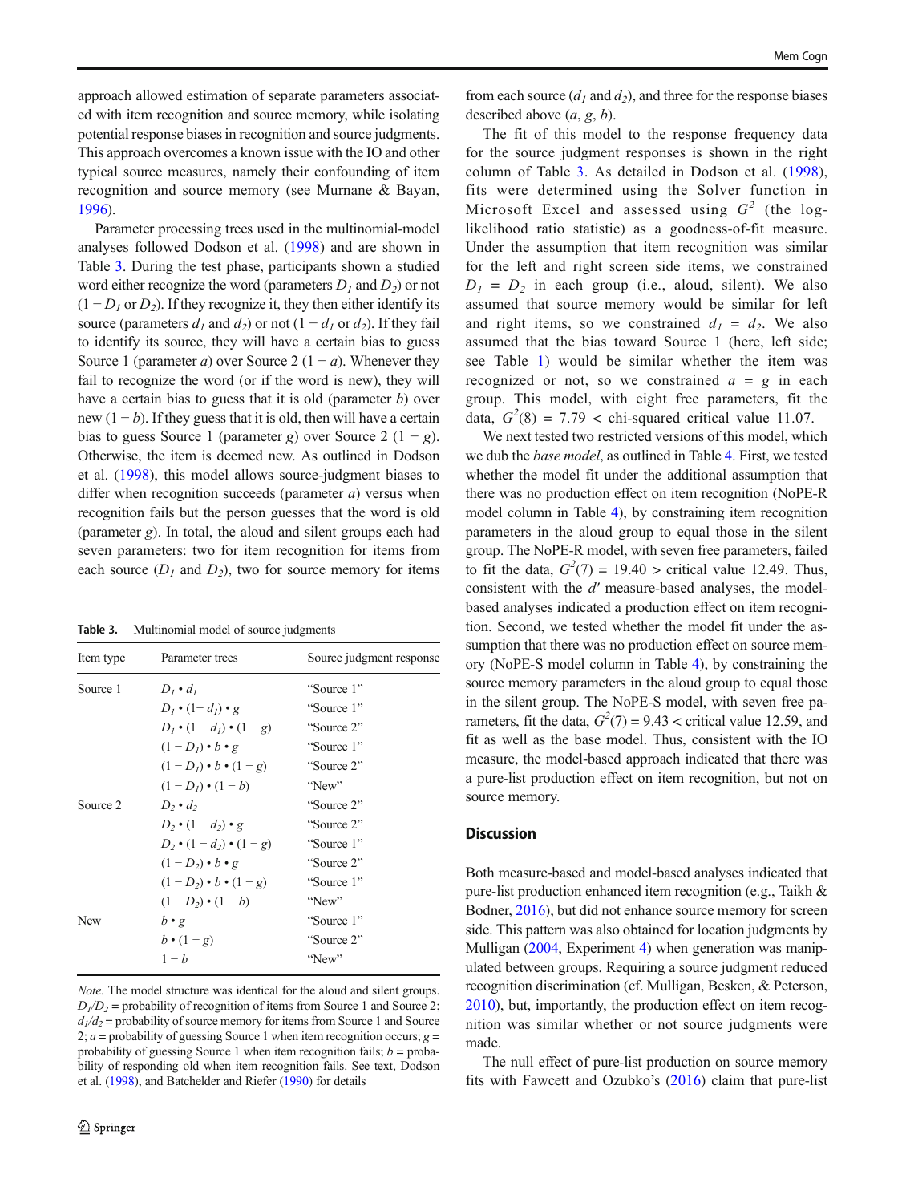approach allowed estimation of separate parameters associated with item recognition and source memory, while isolating potential response biases in recognition and source judgments. This approach overcomes a known issue with the IO and other typical source measures, namely their confounding of item recognition and source memory (see Murnane & Bayan, 1996).

Parameter processing trees used in the multinomial-model analyses followed Dodson et al. (1998) and are shown in Table 3. During the test phase, participants shown a studied word either recognize the word (parameters $D_1$ and $D_2$) or not ($1 - D_1$ or $D_2$). If they recognize it, they then either identify its source (parameters $d_1$ and $d_2$) or not ($1 - d_1$ or $d_2$). If they fail to identify its source, they will have a certain bias to guess Source 1 (parameter $a$) over Source 2 ($1 - a$). Whenever they fail to recognize the word (or if the word is new), they will have a certain bias to guess that it is old (parameter $b$) over new ($1 - b$). If they guess that it is old, then will have a certain bias to guess Source 1 (parameter $g$) over Source 2 ($1 - g$). Otherwise, the item is deemed new. As outlined in Dodson et al. (1998), this model allows source-judgment biases to differ when recognition succeeds (parameter $a$) versus when recognition fails but the person guesses that the word is old (parameter $g$). In total, the aloud and silent groups each had seven parameters: two for item recognition for items from each source ($D_1$ and $D_2$), two for source memory for items from each source ($d_1$ and $d_2$), and three for the response biases described above ($a$, $g$, $b$).

**Table 3.** Multinomial model of source judgments

| Item type | Parameter trees | Source judgment response |
|---|---|---|
| Source 1 | $D_1 \bullet d_1$ | "Source 1" |
| | $D_1 \bullet (1 - d_1) \bullet g$ | "Source 1" |
| | $D_1 \bullet (1 - d_1) \bullet (1 - g)$ | "Source 2" |
| | $(1 - D_1) \bullet b \bullet g$ | "Source 1" |
| | $(1 - D_1) \bullet b \bullet (1 - g)$ | "Source 2" |
| | $(1 - D_1) \bullet (1 - b)$ | "New" |
| Source 2 | $D_2 \bullet d_2$ | "Source 2" |
| | $D_2 \bullet (1 - d_2) \bullet g$ | "Source 2" |
| | $D_2 \bullet (1 - d_2) \bullet (1 - g)$ | "Source 1" |
| | $(1 - D_2) \bullet b \bullet g$ | "Source 2" |
| | $(1 - D_2) \bullet b \bullet (1 - g)$ | "Source 1" |
| | $(1 - D_2) \bullet (1 - b)$ | "New" |
| New | $b \bullet g$ | "Source 1" |
| | $b \bullet (1 - g)$ | "Source 2" |
| | $1 - b$ | "New" |

*Note.* The model structure was identical for the aloud and silent groups. $D_1/D_2$ = probability of recognition of items from Source 1 and Source 2; $d_1/d_2$ = probability of source memory for items from Source 1 and Source 2; $a$ = probability of guessing Source 1 when item recognition occurs; $g$ = probability of guessing Source 1 when item recognition fails; $b$ = probability of responding old when item recognition fails. See text, Dodson et al. (1998), and Batchelder and Riefer (1990) for details

The fit of this model to the response frequency data for the source judgment responses is shown in the right column of Table 3. As detailed in Dodson et al. (1998), fits were determined using the Solver function in Microsoft Excel and assessed using $G^2$ (the log-likelihood ratio statistic) as a goodness-of-fit measure. Under the assumption that item recognition was similar for the left and right screen side items, we constrained $D_1 = D_2$ in each group (i.e., aloud, silent). We also assumed that source memory would be similar for left and right items, so we constrained $d_1 = d_2$. We also assumed that the bias toward Source 1 (here, left side; see Table 1) would be similar whether the item was recognized or not, so we constrained $a = g$ in each group. This model, with eight free parameters, fit the data, $G^2(8) = 7.79 <$ chi-squared critical value 11.07.

We next tested two restricted versions of this model, which we dub the *base model*, as outlined in Table 4. First, we tested whether the model fit under the additional assumption that there was no production effect on item recognition (NoPE-R model column in Table 4), by constraining item recognition parameters in the aloud group to equal those in the silent group. The NoPE-R model, with seven free parameters, failed to fit the data, $G^2(7) = 19.40 >$ critical value 12.49. Thus, consistent with the $d'$ measure-based analyses, the model-based analyses indicated a production effect on item recognition. Second, we tested whether the model fit under the assumption that there was no production effect on source memory (NoPE-S model column in Table 4), by constraining the source memory parameters in the aloud group to equal those in the silent group. The NoPE-S model, with seven free parameters, fit the data, $G^2(7) = 9.43 <$ critical value 12.59, and fit as well as the base model. Thus, consistent with the IO measure, the model-based approach indicated that there was a pure-list production effect on item recognition, but not on source memory.

## Discussion

Both measure-based and model-based analyses indicated that pure-list production enhanced item recognition (e.g., Taikh & Bodner, 2016), but did not enhance source memory for screen side. This pattern was also obtained for location judgments by Mulligan (2004, Experiment 4) when generation was manipulated between groups. Requiring a source judgment reduced recognition discrimination (cf. Mulligan, Besken, & Peterson, 2010), but, importantly, the production effect on item recognition was similar whether or not source judgments were made.

The null effect of pure-list production on source memory fits with Fawcett and Ozubko's (2016) claim that pure-list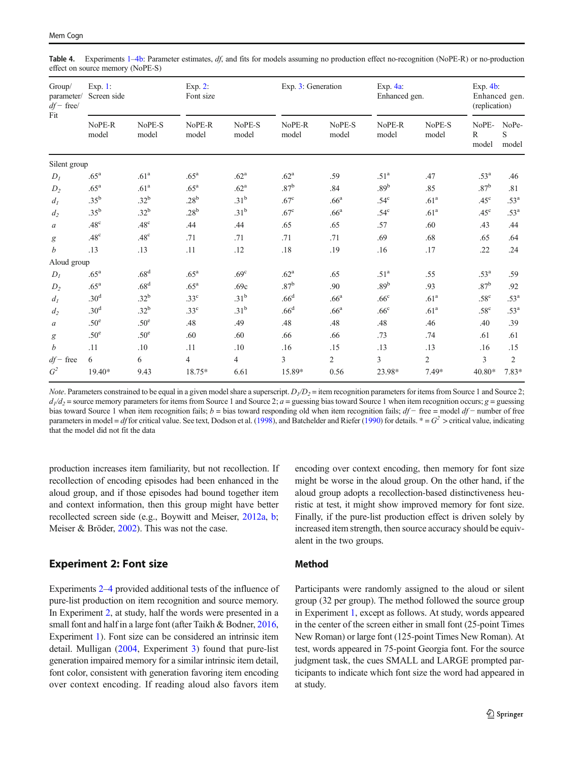**Table 4.** Experiments 1–4b: Parameter estimates, *df*, and fits for models assuming no production effect no-recognition (NoPE-R) or no-production effect on source memory (NoPE-S)

| Group/ parameter/ $df-$ free/ Fit | Exp. 1: Screen side | | Exp. 2: Font size | | Exp. 3: Generation | | Exp. 4a: Enhanced gen. | | Exp. 4b: Enhanced gen. (replication) | |
|---|---|---|---|---|---|---|---|---|---|---|
| | NoPE-R model | NoPE-S model | NoPE-R model | NoPE-S model | NoPE-R model | NoPE-S model | NoPE-R model | NoPE-S model | NoPE-R model | NoPe-S model |
| Silent group | | | | | | | | | | |
| $D_1$ | .65[a] | .61[a] | .65[a] | .62[a] | .62[a] | .59 | .51[a] | .47 | .53[a] | .46 |
| $D_2$ | .65[a] | .61[a] | .65[a] | .62[a] | .87[b] | .84 | .89[b] | .85 | .87[b] | .81 |
| $d_1$ | .35[b] | .32[b] | .28[b] | .31[b] | .67[c] | .66[a] | .54[c] | .61[a] | .45[c] | .53[a] |
| $d_2$ | .35[b] | .32[b] | .28[b] | .31[b] | .67[c] | .66[a] | .54[c] | .61[a] | .45[c] | .53[a] |
| $a$ | .48[c] | .48[c] | .44 | .44 | .65 | .65 | .57 | .60 | .43 | .44 |
| $g$ | .48[c] | .48[c] | .71 | .71 | .71 | .71 | .69 | .68 | .65 | .64 |
| $b$ | .13 | .13 | .11 | .12 | .18 | .19 | .16 | .17 | .22 | .24 |
| Aloud group | | | | | | | | | | |
| $D_1$ | .65[a] | .68[d] | .65[a] | .69[c] | .62[a] | .65 | .51[a] | .55 | .53[a] | .59 |
| $D_2$ | .65[a] | .68[d] | .65[a] | .69c | .87[b] | .90 | .89[b] | .93 | .87[b] | .92 |
| $d_1$ | .30[d] | .32[b] | .33[c] | .31[b] | .66[d] | .66[a] | .66[c] | .61[a] | .58[c] | .53[a] |
| $d_2$ | .30[d] | .32[b] | .33[c] | .31[b] | .66[d] | .66[a] | .66[c] | .61[a] | .58[c] | .53[a] |
| $a$ | .50[e] | .50[e] | .48 | .49 | .48 | .48 | .48 | .46 | .40 | .39 |
| $g$ | .50[e] | .50[e] | .60 | .60 | .66 | .66 | .73 | .74 | .61 | .61 |
| $b$ | .11 | .10 | .11 | .10 | .16 | .15 | .13 | .13 | .16 | .15 |
| $df-$ free | 6 | 6 | 4 | 4 | 3 | 2 | 3 | 2 | 3 | 2 |
| $G^2$ | 19.40* | 9.43 | 18.75* | 6.61 | 15.89* | 0.56 | 23.98* | 7.49* | 40.80* | 7.83* |

*Note*. Parameters constrained to be equal in a given model share a superscript. $D_1/D_2$ = item recognition parameters for items from Source 1 and Source 2; $d_1/d_2$ = source memory parameters for items from Source 1 and Source 2; $a$ = guessing bias toward Source 1 when item recognition occurs; $g$ = guessing bias toward Source 1 when item recognition fails; $b$ = bias toward responding old when item recognition fails; $df-$ free = model $df-$ number of free parameters in model = $df$ for critical value. See text, Dodson et al. (1998), and Batchelder and Riefer (1990) for details. * = $G^2$ > critical value, indicating that the model did not fit the data

production increases item familiarity, but not recollection. If recollection of encoding episodes had been enhanced in the aloud group, and if those episodes had bound together item and context information, then this group might have better recollected screen side (e.g., Boywitt and Meiser, 2012a, b; Meiser & Bröder, 2002). This was not the case.

## Experiment 2: Font size

Experiments 2–4 provided additional tests of the influence of pure-list production on item recognition and source memory. In Experiment 2, at study, half the words were presented in a small font and half in a large font (after Taikh & Bodner, 2016, Experiment 1). Font size can be considered an intrinsic item detail. Mulligan (2004, Experiment 3) found that pure-list generation impaired memory for a similar intrinsic item detail, font color, consistent with generation favoring item encoding over context encoding. If reading aloud also favors item encoding over context encoding, then memory for font size might be worse in the aloud group. On the other hand, if the aloud group adopts a recollection-based distinctiveness heuristic at test, it might show improved memory for font size. Finally, if the pure-list production effect is driven solely by increased item strength, then source accuracy should be equivalent in the two groups.

### Method

Participants were randomly assigned to the aloud or silent group (32 per group). The method followed the source group in Experiment 1, except as follows. At study, words appeared in the center of the screen either in small font (25-point Times New Roman) or large font (125-point Times New Roman). At test, words appeared in 75-point Georgia font. For the source judgment task, the cues SMALL and LARGE prompted participants to indicate which font size the word had appeared in at study.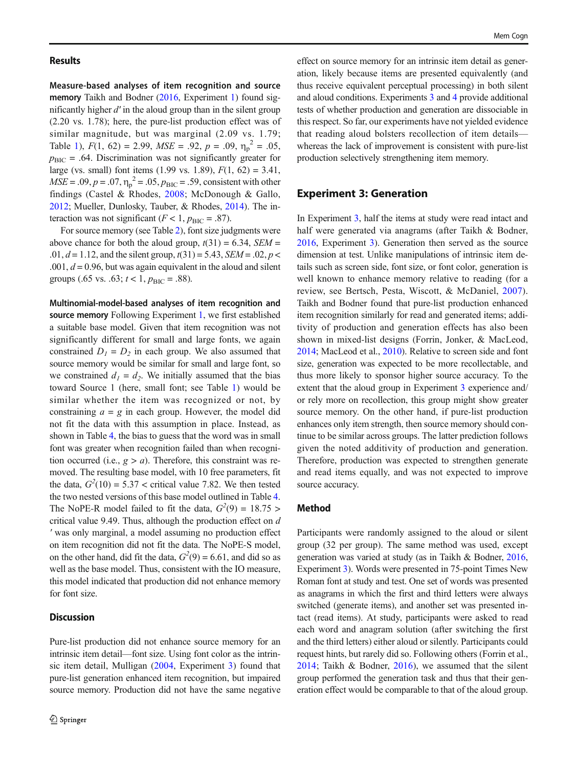## Results

**Measure-based analyses of item recognition and source memory** Taikh and Bodner (2016, Experiment 1) found significantly higher $d'$ in the aloud group than in the silent group (2.20 vs. 1.78); here, the pure-list production effect was of similar magnitude, but was marginal (2.09 vs. 1.79; Table 1), $F(1, 62) = 2.99$, $MSE = .92$, $p = .09$, $\eta_p^2 = .05$, $p_{BIC} = .64$. Discrimination was not significantly greater for large (vs. small) font items (1.99 vs. 1.89), $F(1, 62) = 3.41$, $MSE = .09$, $p = .07$, $\eta_p^2 = .05$, $p_{BIC} = .59$, consistent with other findings (Castel & Rhodes, 2008; McDonough & Gallo, 2012; Mueller, Dunlosky, Tauber, & Rhodes, 2014). The interaction was not significant ($F < 1$, $p_{BIC} = .87$).

For source memory (see Table 2), font size judgments were above chance for both the aloud group, $t(31) = 6.34$, $SEM = .01$, $d = 1.12$, and the silent group, $t(31) = 5.43$, $SEM = .02$, $p < .001$, $d = 0.96$, but was again equivalent in the aloud and silent groups (.65 vs. .63; $t < 1$, $p_{BIC} = .88$).

**Multinomial-model-based analyses of item recognition and source memory** Following Experiment 1, we first established a suitable base model. Given that item recognition was not significantly different for small and large fonts, we again constrained $D_1 = D_2$ in each group. We also assumed that source memory would be similar for small and large font, so we constrained $d_1 = d_2$. We initially assumed that the bias toward Source 1 (here, small font; see Table 1) would be similar whether the item was recognized or not, by constraining $a = g$ in each group. However, the model did not fit the data with this assumption in place. Instead, as shown in Table 4, the bias to guess that the word was in small font was greater when recognition failed than when recognition occurred (i.e., $g > a$). Therefore, this constraint was removed. The resulting base model, with 10 free parameters, fit the data, $G^2(10) = 5.37 <$ critical value 7.82. We then tested the two nested versions of this base model outlined in Table 4. The NoPE-R model failed to fit the data, $G^2(9) = 18.75 >$ critical value 9.49. Thus, although the production effect on $d'$ was only marginal, a model assuming no production effect on item recognition did not fit the data. The NoPE-S model, on the other hand, did fit the data, $G^2(9) = 6.61$, and did so as well as the base model. Thus, consistent with the IO measure, this model indicated that production did not enhance memory for font size.

## Discussion

Pure-list production did not enhance source memory for an intrinsic item detail—font size. Using font color as the intrinsic item detail, Mulligan (2004, Experiment 3) found that pure-list generation enhanced item recognition, but impaired source memory. Production did not have the same negative effect on source memory for an intrinsic item detail as generation, likely because items are presented equivalently (and thus receive equivalent perceptual processing) in both silent and aloud conditions. Experiments 3 and 4 provide additional tests of whether production and generation are dissociable in this respect. So far, our experiments have not yielded evidence that reading aloud bolsters recollection of item details—whereas the lack of improvement is consistent with pure-list production selectively strengthening item memory.

## Experiment 3: Generation

In Experiment 3, half the items at study were read intact and half were generated via anagrams (after Taikh & Bodner, 2016, Experiment 3). Generation then served as the source dimension at test. Unlike manipulations of intrinsic item details such as screen side, font size, or font color, generation is well known to enhance memory relative to reading (for a review, see Bertsch, Pesta, Wiscott, & McDaniel, 2007). Taikh and Bodner found that pure-list production enhanced item recognition similarly for read and generated items; additivity of production and generation effects has also been shown in mixed-list designs (Forrin, Jonker, & MacLeod, 2014; MacLeod et al., 2010). Relative to screen side and font size, generation was expected to be more recollectable, and thus more likely to sponsor higher source accuracy. To the extent that the aloud group in Experiment 3 experience and/or rely more on recollection, this group might show greater source memory. On the other hand, if pure-list production enhances only item strength, then source memory should continue to be similar across groups. The latter prediction follows given the noted additivity of production and generation. Therefore, production was expected to strengthen generate and read items equally, and was not expected to improve source accuracy.

## Method

Participants were randomly assigned to the aloud or silent group (32 per group). The same method was used, except generation was varied at study (as in Taikh & Bodner, 2016, Experiment 3). Words were presented in 75-point Times New Roman font at study and test. One set of words was presented as anagrams in which the first and third letters were always switched (generate items), and another set was presented intact (read items). At study, participants were asked to read each word and anagram solution (after switching the first and the third letters) either aloud or silently. Participants could request hints, but rarely did so. Following others (Forrin et al., 2014; Taikh & Bodner, 2016), we assumed that the silent group performed the generation task and thus that their generation effect would be comparable to that of the aloud group.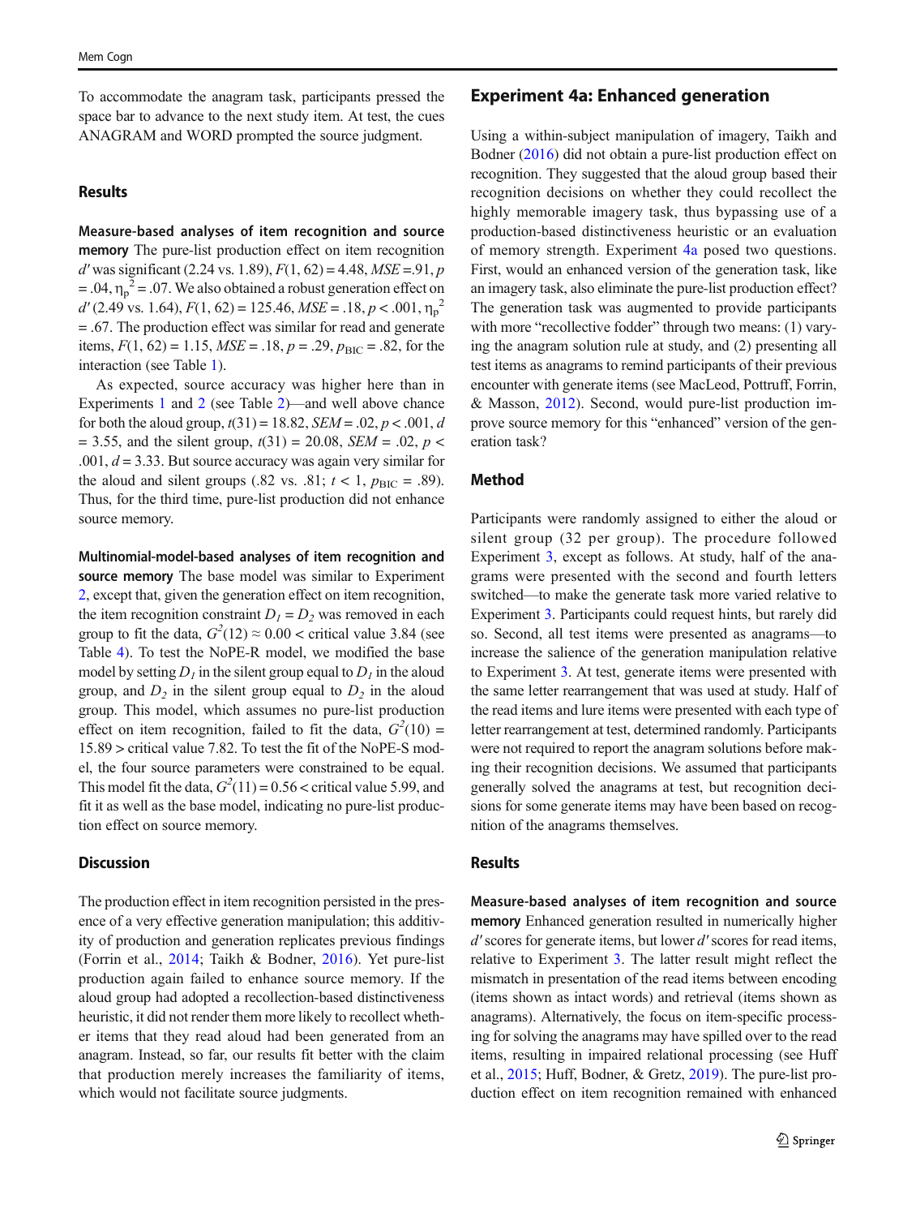To accommodate the anagram task, participants pressed the space bar to advance to the next study item. At test, the cues ANAGRAM and WORD prompted the source judgment.

## Results

**Measure-based analyses of item recognition and source memory** The pure-list production effect on item recognition $d'$ was significant (2.24 vs. 1.89), $F(1, 62) = 4.48$, $MSE = .91$, $p = .04$, $\eta_p^2 = .07$. We also obtained a robust generation effect on $d'$ (2.49 vs. 1.64), $F(1, 62) = 125.46$, $MSE = .18$, $p < .001$, $\eta_p^2 = .67$. The production effect was similar for read and generate items, $F(1, 62) = 1.15$, $MSE = .18$, $p = .29$, $p_{\text{BIC}} = .82$, for the interaction (see Table 1).

As expected, source accuracy was higher here than in Experiments 1 and 2 (see Table 2)—and well above chance for both the aloud group, $t(31) = 18.82$, $SEM = .02$, $p < .001$, $d = 3.55$, and the silent group, $t(31) = 20.08$, $SEM = .02$, $p < .001$, $d = 3.33$. But source accuracy was again very similar for the aloud and silent groups (.82 vs. .81; $t < 1$, $p_{\text{BIC}} = .89$). Thus, for the third time, pure-list production did not enhance source memory.

**Multinomial-model-based analyses of item recognition and source memory** The base model was similar to Experiment 2, except that, given the generation effect on item recognition, the item recognition constraint $D_1 = D_2$ was removed in each group to fit the data, $G^2(12) \approx 0.00 <$ critical value 3.84 (see Table 4). To test the NoPE-R model, we modified the base model by setting $D_1$ in the silent group equal to $D_1$ in the aloud group, and $D_2$ in the silent group equal to $D_2$ in the aloud group. This model, which assumes no pure-list production effect on item recognition, failed to fit the data, $G^2(10) = 15.89 >$ critical value 7.82. To test the fit of the NoPE-S model, the four source parameters were constrained to be equal. This model fit the data, $G^2(11) = 0.56 <$ critical value 5.99, and fit it as well as the base model, indicating no pure-list production effect on source memory.

## Discussion

The production effect in item recognition persisted in the presence of a very effective generation manipulation; this additivity of production and generation replicates previous findings (Forrin et al., 2014; Taikh & Bodner, 2016). Yet pure-list production again failed to enhance source memory. If the aloud group had adopted a recollection-based distinctiveness heuristic, it did not render them more likely to recollect whether items that they read aloud had been generated from an anagram. Instead, so far, our results fit better with the claim that production merely increases the familiarity of items, which would not facilitate source judgments.

# Experiment 4a: Enhanced generation

Using a within-subject manipulation of imagery, Taikh and Bodner (2016) did not obtain a pure-list production effect on recognition. They suggested that the aloud group based their recognition decisions on whether they could recollect the highly memorable imagery task, thus bypassing use of a production-based distinctiveness heuristic or an evaluation of memory strength. Experiment 4a posed two questions. First, would an enhanced version of the generation task, like an imagery task, also eliminate the pure-list production effect? The generation task was augmented to provide participants with more "recollective fodder" through two means: (1) varying the anagram solution rule at study, and (2) presenting all test items as anagrams to remind participants of their previous encounter with generate items (see MacLeod, Pottruff, Forrin, & Masson, 2012). Second, would pure-list production improve source memory for this "enhanced" version of the generation task?

## Method

Participants were randomly assigned to either the aloud or silent group (32 per group). The procedure followed Experiment 3, except as follows. At study, half of the anagrams were presented with the second and fourth letters switched—to make the generate task more varied relative to Experiment 3. Participants could request hints, but rarely did so. Second, all test items were presented as anagrams—to increase the salience of the generation manipulation relative to Experiment 3. At test, generate items were presented with the same letter rearrangement that was used at study. Half of the read items and lure items were presented with each type of letter rearrangement at test, determined randomly. Participants were not required to report the anagram solutions before making their recognition decisions. We assumed that participants generally solved the anagrams at test, but recognition decisions for some generate items may have been based on recognition of the anagrams themselves.

## Results

**Measure-based analyses of item recognition and source memory** Enhanced generation resulted in numerically higher $d'$ scores for generate items, but lower $d'$ scores for read items, relative to Experiment 3. The latter result might reflect the mismatch in presentation of the read items between encoding (items shown as intact words) and retrieval (items shown as anagrams). Alternatively, the focus on item-specific processing for solving the anagrams may have spilled over to the read items, resulting in impaired relational processing (see Huff et al., 2015; Huff, Bodner, & Gretz, 2019). The pure-list production effect on item recognition remained with enhanced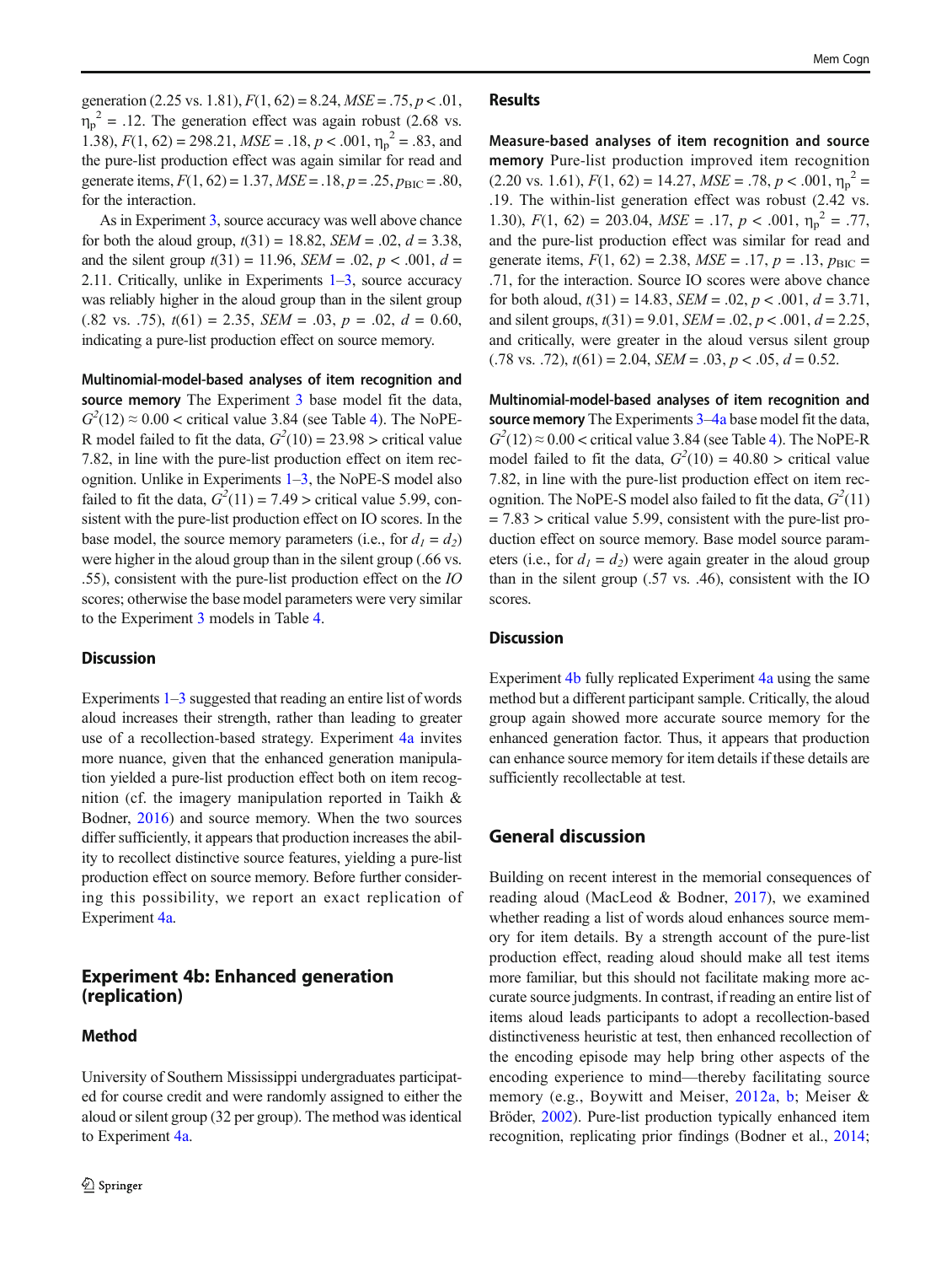generation (2.25 vs. 1.81), $F(1, 62) = 8.24$, $MSE = .75$, $p < .01$, $\eta_p^2 = .12$. The generation effect was again robust (2.68 vs. 1.38), $F(1, 62) = 298.21$, $MSE = .18$, $p < .001$, $\eta_p^2 = .83$, and the pure-list production effect was again similar for read and generate items, $F(1, 62) = 1.37$, $MSE = .18$, $p = .25$, $p_{BIC} = .80$, for the interaction.

As in Experiment 3, source accuracy was well above chance for both the aloud group, $t(31) = 18.82$, $SEM = .02$, $d = 3.38$, and the silent group $t(31) = 11.96$, $SEM = .02$, $p < .001$, $d = 2.11$. Critically, unlike in Experiments 1–3, source accuracy was reliably higher in the aloud group than in the silent group (.82 vs. .75), $t(61) = 2.35$, $SEM = .03$, $p = .02$, $d = 0.60$, indicating a pure-list production effect on source memory.

**Multinomial-model-based analyses of item recognition and source memory** The Experiment 3 base model fit the data, $G^2(12) \approx 0.00 <$ critical value 3.84 (see Table 4). The NoPE-R model failed to fit the data, $G^2(10) = 23.98 >$ critical value 7.82, in line with the pure-list production effect on item recognition. Unlike in Experiments 1–3, the NoPE-S model also failed to fit the data, $G^2(11) = 7.49 >$ critical value 5.99, consistent with the pure-list production effect on IO scores. In the base model, the source memory parameters (i.e., for $d_1 = d_2$) were higher in the aloud group than in the silent group (.66 vs. .55), consistent with the pure-list production effect on the *IO* scores; otherwise the base model parameters were very similar to the Experiment 3 models in Table 4.

### Discussion

Experiments 1–3 suggested that reading an entire list of words aloud increases their strength, rather than leading to greater use of a recollection-based strategy. Experiment 4a invites more nuance, given that the enhanced generation manipulation yielded a pure-list production effect both on item recognition (cf. the imagery manipulation reported in Taikh & Bodner, 2016) and source memory. When the two sources differ sufficiently, it appears that production increases the ability to recollect distinctive source features, yielding a pure-list production effect on source memory. Before further considering this possibility, we report an exact replication of Experiment 4a.

## Experiment 4b: Enhanced generation (replication)

### Method

University of Southern Mississippi undergraduates participated for course credit and were randomly assigned to either the aloud or silent group (32 per group). The method was identical to Experiment 4a.

### Results

**Measure-based analyses of item recognition and source memory** Pure-list production improved item recognition (2.20 vs. 1.61), $F(1, 62) = 14.27$, $MSE = .78$, $p < .001$, $\eta_p^2 = .19$. The within-list generation effect was robust (2.42 vs. 1.30), $F(1, 62) = 203.04$, $MSE = .17$, $p < .001$, $\eta_p^2 = .77$, and the pure-list production effect was similar for read and generate items, $F(1, 62) = 2.38$, $MSE = .17$, $p = .13$, $p_{BIC} = .71$, for the interaction. Source IO scores were above chance for both aloud, $t(31) = 14.83$, $SEM = .02$, $p < .001$, $d = 3.71$, and silent groups, $t(31) = 9.01$, $SEM = .02$, $p < .001$, $d = 2.25$, and critically, were greater in the aloud versus silent group (.78 vs. .72), $t(61) = 2.04$, $SEM = .03$, $p < .05$, $d = 0.52$.

**Multinomial-model-based analyses of item recognition and source memory** The Experiments 3–4a base model fit the data, $G^2(12) \approx 0.00 <$ critical value 3.84 (see Table 4). The NoPE-R model failed to fit the data, $G^2(10) = 40.80 >$ critical value 7.82, in line with the pure-list production effect on item recognition. The NoPE-S model also failed to fit the data, $G^2(11) = 7.83 >$ critical value 5.99, consistent with the pure-list production effect on source memory. Base model source parameters (i.e., for $d_1 = d_2$) were again greater in the aloud group than in the silent group (.57 vs. .46), consistent with the IO scores.

### Discussion

Experiment 4b fully replicated Experiment 4a using the same method but a different participant sample. Critically, the aloud group again showed more accurate source memory for the enhanced generation factor. Thus, it appears that production can enhance source memory for item details if these details are sufficiently recollectable at test.

## General discussion

Building on recent interest in the memorial consequences of reading aloud (MacLeod & Bodner, 2017), we examined whether reading a list of words aloud enhances source memory for item details. By a strength account of the pure-list production effect, reading aloud should make all test items more familiar, but this should not facilitate making more accurate source judgments. In contrast, if reading an entire list of items aloud leads participants to adopt a recollection-based distinctiveness heuristic at test, then enhanced recollection of the encoding episode may help bring other aspects of the encoding experience to mind—thereby facilitating source memory (e.g., Boywitt and Meiser, 2012a, b; Meiser & Bröder, 2002). Pure-list production typically enhanced item recognition, replicating prior findings (Bodner et al., 2014;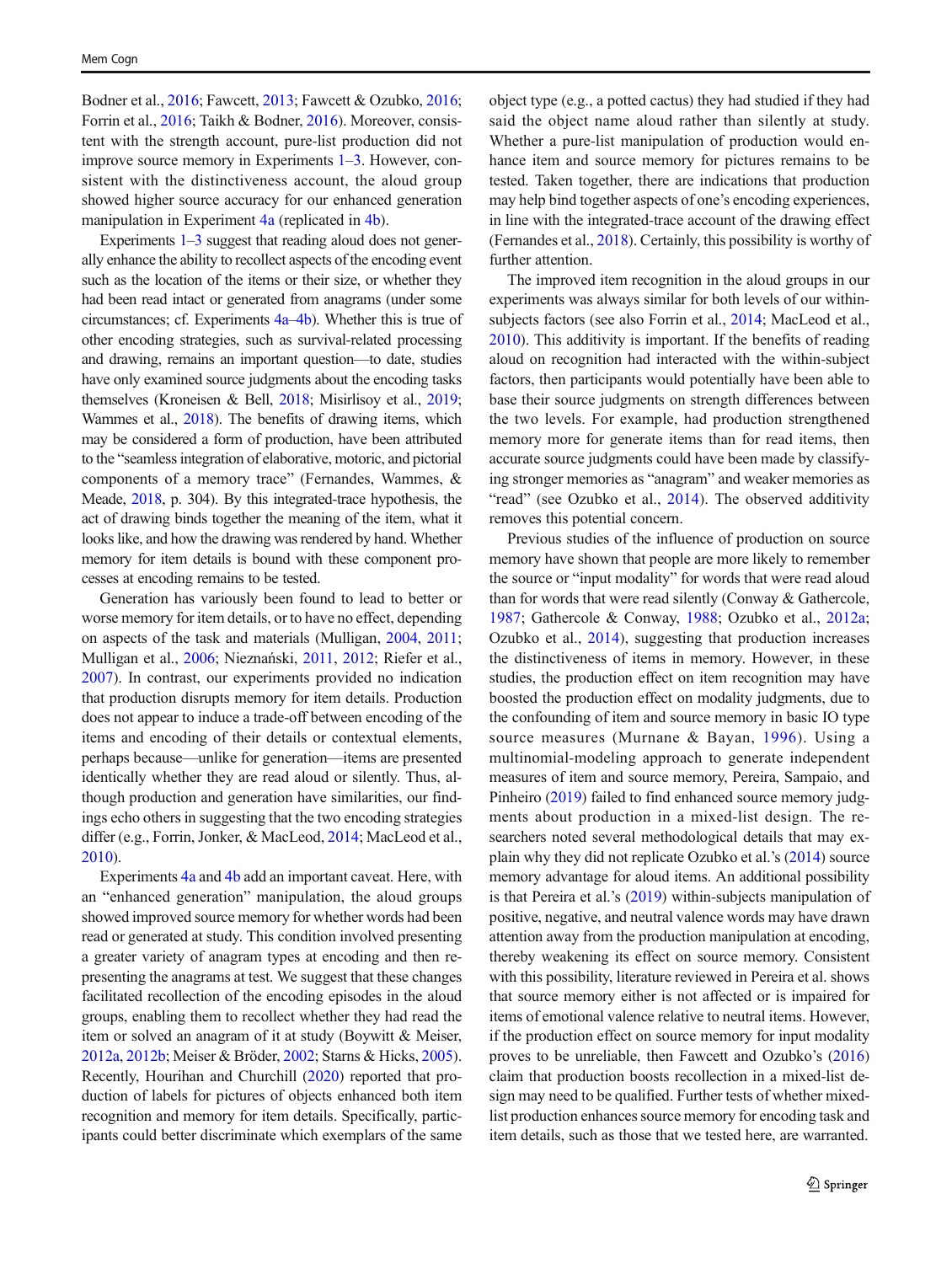Bodner et al., 2016; Fawcett, 2013; Fawcett & Ozubko, 2016; Forrin et al., 2016; Taikh & Bodner, 2016). Moreover, consistent with the strength account, pure-list production did not improve source memory in Experiments 1–3. However, consistent with the distinctiveness account, the aloud group showed higher source accuracy for our enhanced generation manipulation in Experiment 4a (replicated in 4b).

Experiments 1–3 suggest that reading aloud does not generally enhance the ability to recollect aspects of the encoding event such as the location of the items or their size, or whether they had been read intact or generated from anagrams (under some circumstances; cf. Experiments 4a–4b). Whether this is true of other encoding strategies, such as survival-related processing and drawing, remains an important question—to date, studies have only examined source judgments about the encoding tasks themselves (Kroneisen & Bell, 2018; Misirlisoy et al., 2019; Wammes et al., 2018). The benefits of drawing items, which may be considered a form of production, have been attributed to the "seamless integration of elaborative, motoric, and pictorial components of a memory trace" (Fernandes, Wammes, & Meade, 2018, p. 304). By this integrated-trace hypothesis, the act of drawing binds together the meaning of the item, what it looks like, and how the drawing was rendered by hand. Whether memory for item details is bound with these component processes at encoding remains to be tested.

Generation has variously been found to lead to better or worse memory for item details, or to have no effect, depending on aspects of the task and materials (Mulligan, 2004, 2011; Mulligan et al., 2006; Nieznański, 2011, 2012; Riefer et al., 2007). In contrast, our experiments provided no indication that production disrupts memory for item details. Production does not appear to induce a trade-off between encoding of the items and encoding of their details or contextual elements, perhaps because—unlike for generation—items are presented identically whether they are read aloud or silently. Thus, although production and generation have similarities, our findings echo others in suggesting that the two encoding strategies differ (e.g., Forrin, Jonker, & MacLeod, 2014; MacLeod et al., 2010).

Experiments 4a and 4b add an important caveat. Here, with an "enhanced generation" manipulation, the aloud groups showed improved source memory for whether words had been read or generated at study. This condition involved presenting a greater variety of anagram types at encoding and then representing the anagrams at test. We suggest that these changes facilitated recollection of the encoding episodes in the aloud groups, enabling them to recollect whether they had read the item or solved an anagram of it at study (Boywitt & Meiser, 2012a, 2012b; Meiser & Bröder, 2002; Starns & Hicks, 2005). Recently, Hourihan and Churchill (2020) reported that production of labels for pictures of objects enhanced both item recognition and memory for item details. Specifically, participants could better discriminate which exemplars of the same object type (e.g., a potted cactus) they had studied if they had said the object name aloud rather than silently at study. Whether a pure-list manipulation of production would enhance item and source memory for pictures remains to be tested. Taken together, there are indications that production may help bind together aspects of one's encoding experiences, in line with the integrated-trace account of the drawing effect (Fernandes et al., 2018). Certainly, this possibility is worthy of further attention.

The improved item recognition in the aloud groups in our experiments was always similar for both levels of our within-subjects factors (see also Forrin et al., 2014; MacLeod et al., 2010). This additivity is important. If the benefits of reading aloud on recognition had interacted with the within-subject factors, then participants would potentially have been able to base their source judgments on strength differences between the two levels. For example, had production strengthened memory more for generate items than for read items, then accurate source judgments could have been made by classifying stronger memories as "anagram" and weaker memories as "read" (see Ozubko et al., 2014). The observed additivity removes this potential concern.

Previous studies of the influence of production on source memory have shown that people are more likely to remember the source or "input modality" for words that were read aloud than for words that were read silently (Conway & Gathercole, 1987; Gathercole & Conway, 1988; Ozubko et al., 2012a; Ozubko et al., 2014), suggesting that production increases the distinctiveness of items in memory. However, in these studies, the production effect on item recognition may have boosted the production effect on modality judgments, due to the confounding of item and source memory in basic IO type source measures (Murnane & Bayan, 1996). Using a multinomial-modeling approach to generate independent measures of item and source memory, Pereira, Sampaio, and Pinheiro (2019) failed to find enhanced source memory judgments about production in a mixed-list design. The researchers noted several methodological details that may explain why they did not replicate Ozubko et al.'s (2014) source memory advantage for aloud items. An additional possibility is that Pereira et al.'s (2019) within-subjects manipulation of positive, negative, and neutral valence words may have drawn attention away from the production manipulation at encoding, thereby weakening its effect on source memory. Consistent with this possibility, literature reviewed in Pereira et al. shows that source memory either is not affected or is impaired for items of emotional valence relative to neutral items. However, if the production effect on source memory for input modality proves to be unreliable, then Fawcett and Ozubko's (2016) claim that production boosts recollection in a mixed-list design may need to be qualified. Further tests of whether mixed-list production enhances source memory for encoding task and item details, such as those that we tested here, are warranted.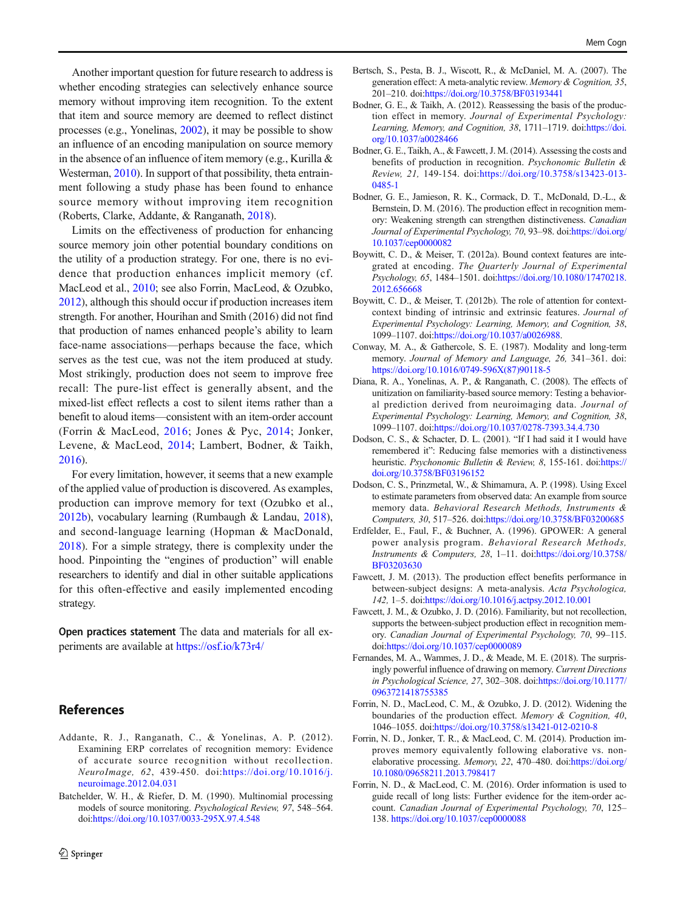Another important question for future research to address is whether encoding strategies can selectively enhance source memory without improving item recognition. To the extent that item and source memory are deemed to reflect distinct processes (e.g., Yonelinas, 2002), it may be possible to show an influence of an encoding manipulation on source memory in the absence of an influence of item memory (e.g., Kurilla & Westerman, 2010). In support of that possibility, theta entrainment following a study phase has been found to enhance source memory without improving item recognition (Roberts, Clarke, Addante, & Ranganath, 2018).

Limits on the effectiveness of production for enhancing source memory join other potential boundary conditions on the utility of a production strategy. For one, there is no evidence that production enhances implicit memory (cf. MacLeod et al., 2010; see also Forrin, MacLeod, & Ozubko, 2012), although this should occur if production increases item strength. For another, Hourihan and Smith (2016) did not find that production of names enhanced people's ability to learn face-name associations—perhaps because the face, which serves as the test cue, was not the item produced at study. Most strikingly, production does not seem to improve free recall: The pure-list effect is generally absent, and the mixed-list effect reflects a cost to silent items rather than a benefit to aloud items—consistent with an item-order account (Forrin & MacLeod, 2016; Jones & Pyc, 2014; Jonker, Levene, & MacLeod, 2014; Lambert, Bodner, & Taikh, 2016).

For every limitation, however, it seems that a new example of the applied value of production is discovered. As examples, production can improve memory for text (Ozubko et al., 2012b), vocabulary learning (Rumbaugh & Landau, 2018), and second-language learning (Hopman & MacDonald, 2018). For a simple strategy, there is complexity under the hood. Pinpointing the "engines of production" will enable researchers to identify and dial in other suitable applications for this often-effective and easily implemented encoding strategy.

**Open practices statement** The data and materials for all experiments are available at https://osf.io/k73r4/

## References

Addante, R. J., Ranganath, C., & Yonelinas, A. P. (2012). Examining ERP correlates of recognition memory: Evidence of accurate source recognition without recollection. *NeuroImage, 62*, 439-450. doi:https://doi.org/10.1016/j.neuroimage.2012.04.031

Batchelder, W. H., & Riefer, D. M. (1990). Multinomial processing models of source monitoring. *Psychological Review, 97*, 548–564. doi:https://doi.org/10.1037/0033-295X.97.4.548

Bertsch, S., Pesta, B. J., Wiscott, R., & McDaniel, M. A. (2007). The generation effect: A meta-analytic review. *Memory & Cognition, 35*, 201–210. doi:https://doi.org/10.3758/BF03193441

Bodner, G. E., & Taikh, A. (2012). Reassessing the basis of the production effect in memory. *Journal of Experimental Psychology: Learning, Memory, and Cognition, 38*, 1711–1719. doi:https://doi.org/10.1037/a0028466

Bodner, G. E., Taikh, A., & Fawcett, J. M. (2014). Assessing the costs and benefits of production in recognition. *Psychonomic Bulletin & Review, 21,* 149-154. doi:https://doi.org/10.3758/s13423-013-0485-1

Bodner, G. E., Jamieson, R. K., Cormack, D. T., McDonald, D.-L., & Bernstein, D. M. (2016). The production effect in recognition memory: Weakening strength can strengthen distinctiveness. *Canadian Journal of Experimental Psychology, 70*, 93–98. doi:https://doi.org/10.1037/cep0000082

Boywitt, C. D., & Meiser, T. (2012a). Bound context features are integrated at encoding. *The Quarterly Journal of Experimental Psychology, 65*, 1484–1501. doi:https://doi.org/10.1080/17470218.2012.656668

Boywitt, C. D., & Meiser, T. (2012b). The role of attention for context-context binding of intrinsic and extrinsic features. *Journal of Experimental Psychology: Learning, Memory, and Cognition, 38*, 1099–1107. doi:https://doi.org/10.1037/a0026988.

Conway, M. A., & Gathercole, S. E. (1987). Modality and long-term memory. *Journal of Memory and Language, 26,* 341–361. doi:https://doi.org/10.1016/0749-596X(87)90118-5

Diana, R. A., Yonelinas, A. P., & Ranganath, C. (2008). The effects of unitization on familiarity-based source memory: Testing a behavioral prediction derived from neuroimaging data. *Journal of Experimental Psychology: Learning, Memory, and Cognition, 38*, 1099–1107. doi:https://doi.org/10.1037/0278-7393.34.4.730

Dodson, C. S., & Schacter, D. L. (2001). "If I had said it I would have remembered it": Reducing false memories with a distinctiveness heuristic. *Psychonomic Bulletin & Review, 8*, 155-161. doi:https://doi.org/10.3758/BF03196152

Dodson, C. S., Prinzmetal, W., & Shimamura, A. P. (1998). Using Excel to estimate parameters from observed data: An example from source memory data. *Behavioral Research Methods, Instruments & Computers, 30*, 517–526. doi:https://doi.org/10.3758/BF03200685

Erdfelder, E., Faul, F., & Buchner, A. (1996). GPOWER: A general power analysis program. *Behavioral Research Methods, Instruments & Computers, 28*, 1–11. doi:https://doi.org/10.3758/BF03203630

Fawcett, J. M. (2013). The production effect benefits performance in between-subject designs: A meta-analysis. *Acta Psychologica, 142,* 1–5. doi:https://doi.org/10.1016/j.actpsy.2012.10.001

Fawcett, J. M., & Ozubko, J. D. (2016). Familiarity, but not recollection, supports the between-subject production effect in recognition memory. *Canadian Journal of Experimental Psychology, 70*, 99–115. doi:https://doi.org/10.1037/cep0000089

Fernandes, M. A., Wammes, J. D., & Meade, M. E. (2018). The surprisingly powerful influence of drawing on memory. *Current Directions in Psychological Science, 27*, 302–308. doi:https://doi.org/10.1177/0963721418755385

Forrin, N. D., MacLeod, C. M., & Ozubko, J. D. (2012). Widening the boundaries of the production effect. *Memory & Cognition, 40*, 1046–1055. doi:https://doi.org/10.3758/s13421-012-0210-8

Forrin, N. D., Jonker, T. R., & MacLeod, C. M. (2014). Production improves memory equivalently following elaborative vs. non-elaborative processing. *Memory, 22*, 470–480. doi:https://doi.org/10.1080/09658211.2013.798417

Forrin, N. D., & MacLeod, C. M. (2016). Order information is used to guide recall of long lists: Further evidence for the item-order account. *Canadian Journal of Experimental Psychology, 70*, 125–138. https://doi.org/10.1037/cep0000088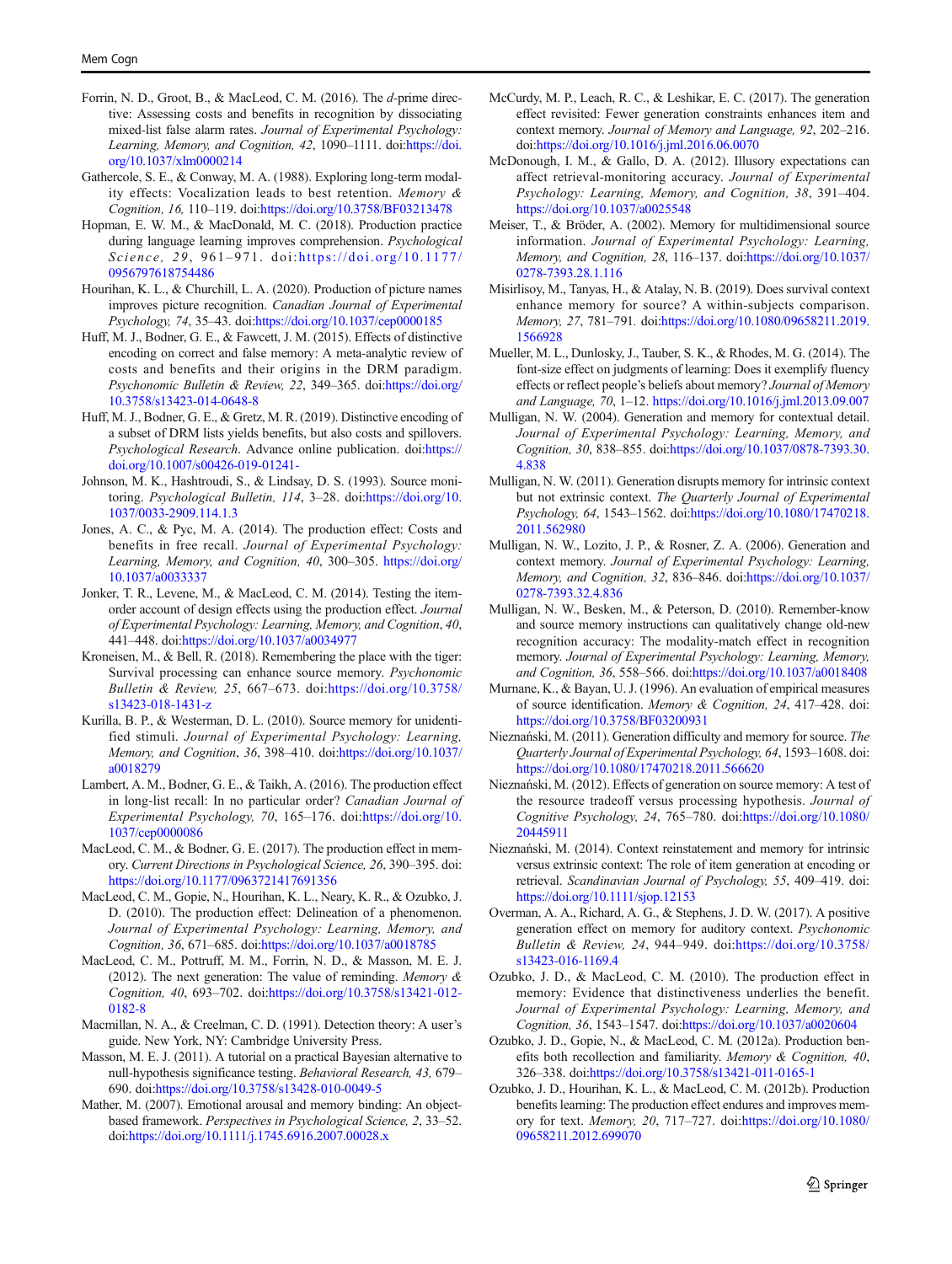Forrin, N. D., Groot, B., & MacLeod, C. M. (2016). The *d*-prime directive: Assessing costs and benefits in recognition by dissociating mixed-list false alarm rates. *Journal of Experimental Psychology: Learning, Memory, and Cognition, 42*, 1090–1111. doi:https://doi.org/10.1037/xlm0000214

Gathercole, S. E., & Conway, M. A. (1988). Exploring long-term modality effects: Vocalization leads to best retention. *Memory & Cognition, 16,* 110–119. doi:https://doi.org/10.3758/BF03213478

Hopman, E. W. M., & MacDonald, M. C. (2018). Production practice during language learning improves comprehension. *Psychological Science, 29*, 961–971. doi:https://doi.org/10.1177/0956797618754486

Hourihan, K. L., & Churchill, L. A. (2020). Production of picture names improves picture recognition. *Canadian Journal of Experimental Psychology, 74*, 35–43. doi:https://doi.org/10.1037/cep0000185

Huff, M. J., Bodner, G. E., & Fawcett, J. M. (2015). Effects of distinctive encoding on correct and false memory: A meta-analytic review of costs and benefits and their origins in the DRM paradigm. *Psychonomic Bulletin & Review, 22*, 349–365. doi:https://doi.org/10.3758/s13423-014-0648-8

Huff, M. J., Bodner, G. E., & Gretz, M. R. (2019). Distinctive encoding of a subset of DRM lists yields benefits, but also costs and spillovers. *Psychological Research*. Advance online publication. doi:https://doi.org/10.1007/s00426-019-01241-

Johnson, M. K., Hashtroudi, S., & Lindsay, D. S. (1993). Source monitoring. *Psychological Bulletin, 114*, 3–28. doi:https://doi.org/10.1037/0033-2909.114.1.3

Jones, A. C., & Pyc, M. A. (2014). The production effect: Costs and benefits in free recall. *Journal of Experimental Psychology: Learning, Memory, and Cognition, 40*, 300–305. https://doi.org/10.1037/a0033337

Jonker, T. R., Levene, M., & MacLeod, C. M. (2014). Testing the item-order account of design effects using the production effect. *Journal of Experimental Psychology: Learning, Memory, and Cognition, 40*, 441–448. doi:https://doi.org/10.1037/a0034977

Kroneisen, M., & Bell, R. (2018). Remembering the place with the tiger: Survival processing can enhance source memory. *Psychonomic Bulletin & Review, 25*, 667–673. doi:https://doi.org/10.3758/s13423-018-1431-z

Kurilla, B. P., & Westerman, D. L. (2010). Source memory for unidentified stimuli. *Journal of Experimental Psychology: Learning, Memory, and Cognition, 36*, 398–410. doi:https://doi.org/10.1037/a0018279

Lambert, A. M., Bodner, G. E., & Taikh, A. (2016). The production effect in long-list recall: In no particular order? *Canadian Journal of Experimental Psychology, 70*, 165–176. doi:https://doi.org/10.1037/cep0000086

MacLeod, C. M., & Bodner, G. E. (2017). The production effect in memory. *Current Directions in Psychological Science, 26*, 390–395. doi:https://doi.org/10.1177/0963721417691356

MacLeod, C. M., Gopie, N., Hourihan, K. L., Neary, K. R., & Ozubko, J. D. (2010). The production effect: Delineation of a phenomenon. *Journal of Experimental Psychology: Learning, Memory, and Cognition, 36*, 671–685. doi:https://doi.org/10.1037/a0018785

MacLeod, C. M., Pottruff, M. M., Forrin, N. D., & Masson, M. E. J. (2012). The next generation: The value of reminding. *Memory & Cognition, 40*, 693–702. doi:https://doi.org/10.3758/s13421-012-0182-8

Macmillan, N. A., & Creelman, C. D. (1991). Detection theory: A user's guide. New York, NY: Cambridge University Press.

Masson, M. E. J. (2011). A tutorial on a practical Bayesian alternative to null-hypothesis significance testing. *Behavioral Research, 43,* 679–690. doi:https://doi.org/10.3758/s13428-010-0049-5

Mather, M. (2007). Emotional arousal and memory binding: An object-based framework. *Perspectives in Psychological Science, 2*, 33–52. doi:https://doi.org/10.1111/j.1745.6916.2007.00028.x

McCurdy, M. P., Leach, R. C., & Leshikar, E. C. (2017). The generation effect revisited: Fewer generation constraints enhances item and context memory. *Journal of Memory and Language, 92*, 202–216. doi:https://doi.org/10.1016/j.jml.2016.06.0070

McDonough, I. M., & Gallo, D. A. (2012). Illusory expectations can affect retrieval-monitoring accuracy. *Journal of Experimental Psychology: Learning, Memory, and Cognition, 38*, 391–404. https://doi.org/10.1037/a0025548

Meiser, T., & Bröder, A. (2002). Memory for multidimensional source information. *Journal of Experimental Psychology: Learning, Memory, and Cognition, 28*, 116–137. doi:https://doi.org/10.1037/0278-7393.28.1.116

Misirlisoy, M., Tanyas, H., & Atalay, N. B. (2019). Does survival context enhance memory for source? A within-subjects comparison. *Memory, 27*, 781–791. doi:https://doi.org/10.1080/09658211.2019.1566928

Mueller, M. L., Dunlosky, J., Tauber, S. K., & Rhodes, M. G. (2014). The font-size effect on judgments of learning: Does it exemplify fluency effects or reflect people's beliefs about memory? *Journal of Memory and Language, 70*, 1–12. https://doi.org/10.1016/j.jml.2013.09.007

Mulligan, N. W. (2004). Generation and memory for contextual detail. *Journal of Experimental Psychology: Learning, Memory, and Cognition, 30*, 838–855. doi:https://doi.org/10.1037/0878-7393.30.4.838

Mulligan, N. W. (2011). Generation disrupts memory for intrinsic context but not extrinsic context. *The Quarterly Journal of Experimental Psychology, 64*, 1543–1562. doi:https://doi.org/10.1080/17470218.2011.562980

Mulligan, N. W., Lozito, J. P., & Rosner, Z. A. (2006). Generation and context memory. *Journal of Experimental Psychology: Learning, Memory, and Cognition, 32*, 836–846. doi:https://doi.org/10.1037/0278-7393.32.4.836

Mulligan, N. W., Besken, M., & Peterson, D. (2010). Remember-know and source memory instructions can qualitatively change old-new recognition accuracy: The modality-match effect in recognition memory. *Journal of Experimental Psychology: Learning, Memory, and Cognition, 36*, 558–566. doi:https://doi.org/10.1037/a0018408

Murnane, K., & Bayan, U. J. (1996). An evaluation of empirical measures of source identification. *Memory & Cognition, 24*, 417–428. doi:https://doi.org/10.3758/BF03200931

Nieznański, M. (2011). Generation difficulty and memory for source. *The Quarterly Journal of Experimental Psychology, 64*, 1593–1608. doi:https://doi.org/10.1080/17470218.2011.566620

Nieznański, M. (2012). Effects of generation on source memory: A test of the resource tradeoff versus processing hypothesis. *Journal of Cognitive Psychology, 24*, 765–780. doi:https://doi.org/10.1080/20445911

Nieznański, M. (2014). Context reinstatement and memory for intrinsic versus extrinsic context: The role of item generation at encoding or retrieval. *Scandinavian Journal of Psychology, 55*, 409–419. doi:https://doi.org/10.1111/sjop.12153

Overman, A. A., Richard, A. G., & Stephens, J. D. W. (2017). A positive generation effect on memory for auditory context. *Psychonomic Bulletin & Review, 24*, 944–949. doi:https://doi.org/10.3758/s13423-016-1169.4

Ozubko, J. D., & MacLeod, C. M. (2010). The production effect in memory: Evidence that distinctiveness underlies the benefit. *Journal of Experimental Psychology: Learning, Memory, and Cognition, 36*, 1543–1547. doi:https://doi.org/10.1037/a0020604

Ozubko, J. D., Gopie, N., & MacLeod, C. M. (2012a). Production benefits both recollection and familiarity. *Memory & Cognition, 40*, 326–338. doi:https://doi.org/10.3758/s13421-011-0165-1

Ozubko, J. D., Hourihan, K. L., & MacLeod, C. M. (2012b). Production benefits learning: The production effect endures and improves memory for text. *Memory, 20*, 717–727. doi:https://doi.org/10.1080/09658211.2012.699070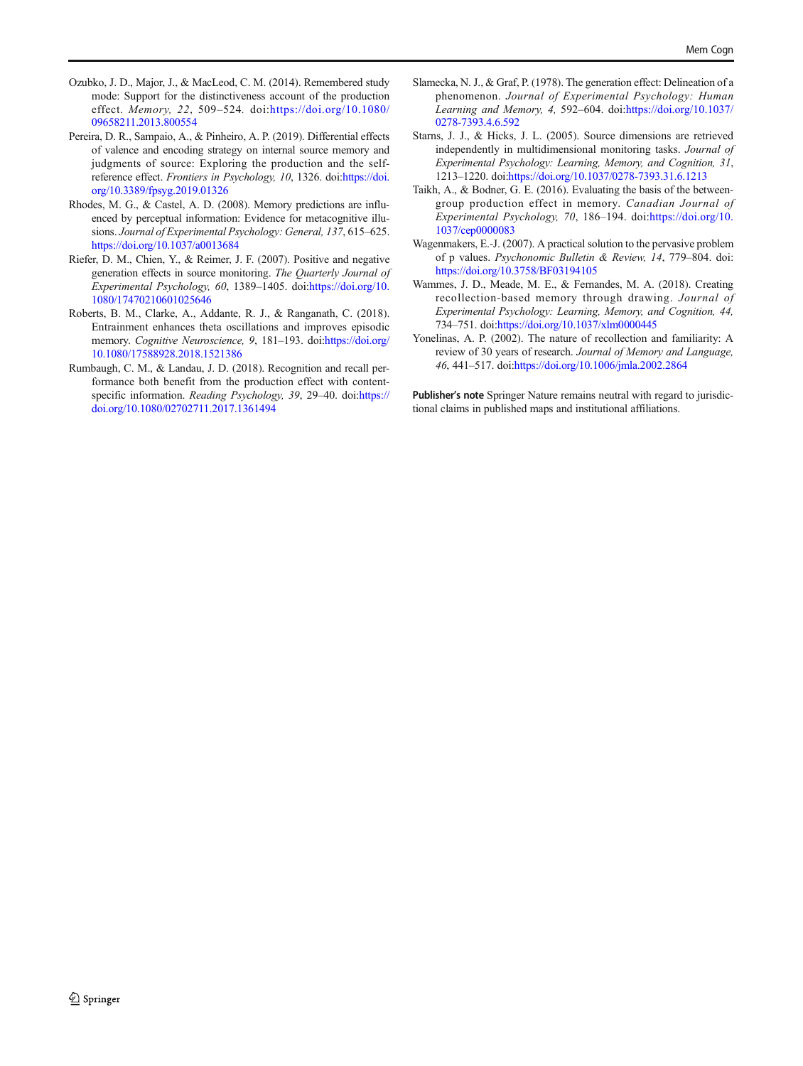Ozubko, J. D., Major, J., & MacLeod, C. M. (2014). Remembered study mode: Support for the distinctiveness account of the production effect. *Memory, 22*, 509–524. doi:https://doi.org/10.1080/09658211.2013.800554

Pereira, D. R., Sampaio, A., & Pinheiro, A. P. (2019). Differential effects of valence and encoding strategy on internal source memory and judgments of source: Exploring the production and the self-reference effect. *Frontiers in Psychology, 10*, 1326. doi:https://doi.org/10.3389/fpsyg.2019.01326

Rhodes, M. G., & Castel, A. D. (2008). Memory predictions are influenced by perceptual information: Evidence for metacognitive illusions. *Journal of Experimental Psychology: General, 137*, 615–625. https://doi.org/10.1037/a0013684

Riefer, D. M., Chien, Y., & Reimer, J. F. (2007). Positive and negative generation effects in source monitoring. *The Quarterly Journal of Experimental Psychology, 60*, 1389–1405. doi:https://doi.org/10.1080/17470210601025646

Roberts, B. M., Clarke, A., Addante, R. J., & Ranganath, C. (2018). Entrainment enhances theta oscillations and improves episodic memory. *Cognitive Neuroscience, 9*, 181–193. doi:https://doi.org/10.1080/17588928.2018.1521386

Rumbaugh, C. M., & Landau, J. D. (2018). Recognition and recall performance both benefit from the production effect with content-specific information. *Reading Psychology, 39*, 29–40. doi:https://doi.org/10.1080/02702711.2017.1361494

Slamecka, N. J., & Graf, P. (1978). The generation effect: Delineation of a phenomenon. *Journal of Experimental Psychology: Human Learning and Memory, 4,* 592–604. doi:https://doi.org/10.1037/0278-7393.4.6.592

Starns, J. J., & Hicks, J. L. (2005). Source dimensions are retrieved independently in multidimensional monitoring tasks. *Journal of Experimental Psychology: Learning, Memory, and Cognition, 31*, 1213–1220. doi:https://doi.org/10.1037/0278-7393.31.6.1213

Taikh, A., & Bodner, G. E. (2016). Evaluating the basis of the between-group production effect in memory. *Canadian Journal of Experimental Psychology, 70*, 186–194. doi:https://doi.org/10.1037/cep0000083

Wagenmakers, E.-J. (2007). A practical solution to the pervasive problem of p values. *Psychonomic Bulletin & Review, 14*, 779–804. doi:https://doi.org/10.3758/BF03194105

Wammes, J. D., Meade, M. E., & Fernandes, M. A. (2018). Creating recollection-based memory through drawing. *Journal of Experimental Psychology: Learning, Memory, and Cognition, 44,* 734–751. doi:https://doi.org/10.1037/xlm0000445

Yonelinas, A. P. (2002). The nature of recollection and familiarity: A review of 30 years of research. *Journal of Memory and Language, 46*, 441–517. doi:https://doi.org/10.1006/jmla.2002.2864

**Publisher's note** Springer Nature remains neutral with regard to jurisdictional claims in published maps and institutional affiliations.